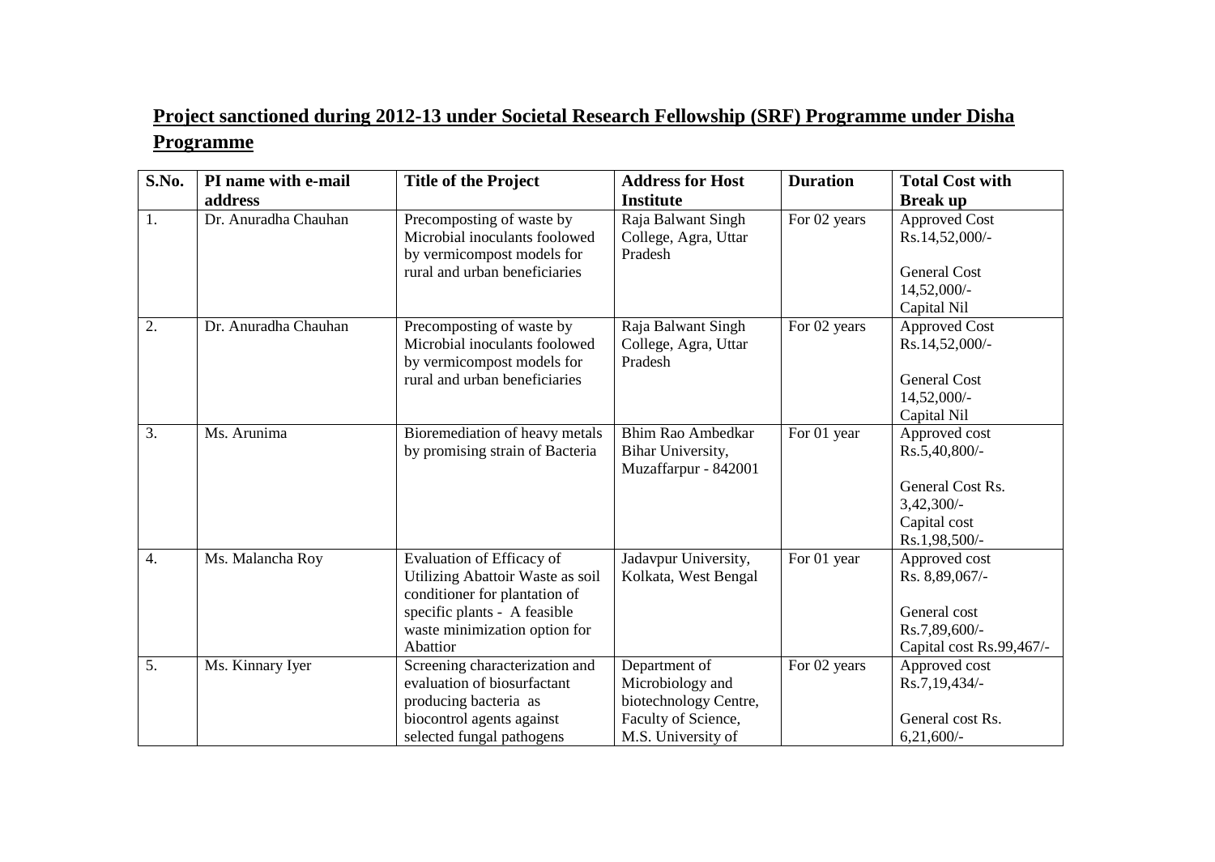## Project sanctioned during 2012-13 under Societal Research Fellowship (SRF) Programme under Disha Programme

| S.No. | PI name with e-mail address | Title of the Project | Address for Host Institute | Duration | Total Cost with Break up |
|---|---|---|---|---|---|
| 1. | Dr. Anuradha Chauhan | Precomposting of waste by Microbial inoculants foolowed by vermicompost models for rural and urban beneficiaries | Raja Balwant Singh College, Agra, Uttar Pradesh | For 02 years | Approved Cost Rs.14,52,000/-<br><br>General Cost 14,52,000/-<br>Capital Nil |
| 2. | Dr. Anuradha Chauhan | Precomposting of waste by Microbial inoculants foolowed by vermicompost models for rural and urban beneficiaries | Raja Balwant Singh College, Agra, Uttar Pradesh | For 02 years | Approved Cost Rs.14,52,000/-<br><br>General Cost 14,52,000/-<br>Capital Nil |
| 3. | Ms. Arunima | Bioremediation of heavy metals by promising strain of Bacteria | Bhim Rao Ambedkar Bihar University, Muzaffarpur - 842001 | For 01 year | Approved cost Rs.5,40,800/-<br><br>General Cost Rs. 3,42,300/-<br>Capital cost Rs.1,98,500/- |
| 4. | Ms. Malancha Roy | Evaluation of Efficacy of Utilizing Abattoir Waste as soil conditioner for plantation of specific plants - A feasible waste minimization option for Abattior | Jadavpur University, Kolkata, West Bengal | For 01 year | Approved cost Rs. 8,89,067/-<br><br>General cost Rs.7,89,600/-<br>Capital cost Rs.99,467/- |
| 5. | Ms. Kinnary Iyer | Screening characterization and evaluation of biosurfactant producing bacteria as biocontrol agents against selected fungal pathogens | Department of Microbiology and biotechnology Centre, Faculty of Science, M.S. University of | For 02 years | Approved cost Rs.7,19,434/-<br><br>General cost Rs. 6,21,600/- |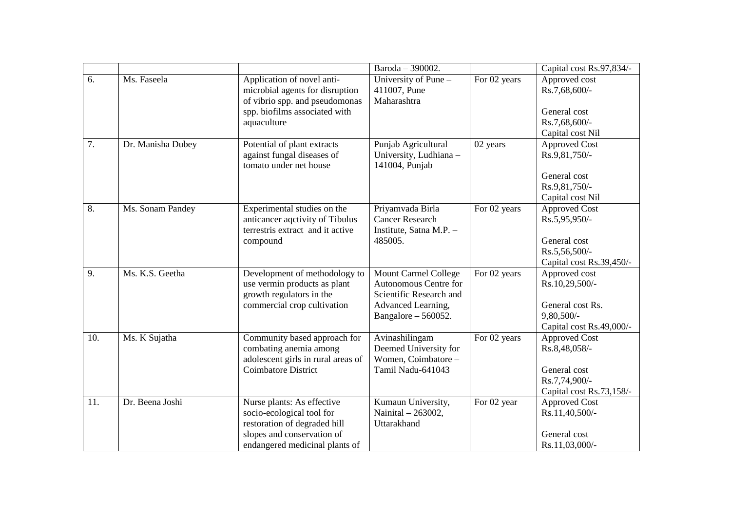| | | | | | |
|---|---|---|---|---|---|
| | | | Baroda – 390002. | | Capital cost Rs.97,834/- |
| 6. | Ms. Faseela | Application of novel anti-microbial agents for disruption of vibrio spp. and pseudomonas spp. biofilms associated with aquaculture | University of Pune – 411007, Pune Maharashtra | For 02 years | Approved cost Rs.7,68,600/-<br><br>General cost Rs.7,68,600/-<br>Capital cost Nil |
| 7. | Dr. Manisha Dubey | Potential of plant extracts against fungal diseases of tomato under net house | Punjab Agricultural University, Ludhiana – 141004, Punjab | 02 years | Approved Cost Rs.9,81,750/-<br><br>General cost Rs.9,81,750/-<br>Capital cost Nil |
| 8. | Ms. Sonam Pandey | Experimental studies on the anticancer aqctivity of Tibulus terrestris extract and it active compound | Priyamvada Birla Cancer Research Institute, Satna M.P. – 485005. | For 02 years | Approved Cost Rs.5,95,950/-<br><br>General cost Rs.5,56,500/-<br>Capital cost Rs.39,450/- |
| 9. | Ms. K.S. Geetha | Development of methodology to use vermin products as plant growth regulators in the commercial crop cultivation | Mount Carmel College Autonomous Centre for Scientific Research and Advanced Learning, Bangalore – 560052. | For 02 years | Approved cost Rs.10,29,500/-<br><br>General cost Rs. 9,80,500/-<br>Capital cost Rs.49,000/- |
| 10. | Ms. K Sujatha | Community based approach for combating anemia among adolescent girls in rural areas of Coimbatore District | Avinashilingam Deemed University for Women, Coimbatore – Tamil Nadu-641043 | For 02 years | Approved Cost Rs.8,48,058/-<br><br>General cost Rs.7,74,900/-<br>Capital cost Rs.73,158/- |
| 11. | Dr. Beena Joshi | Nurse plants: As effective socio-ecological tool for restoration of degraded hill slopes and conservation of endangered medicinal plants of | Kumaun University, Nainital – 263002, Uttarakhand | For 02 year | Approved Cost Rs.11,40,500/-<br><br>General cost Rs.11,03,000/- |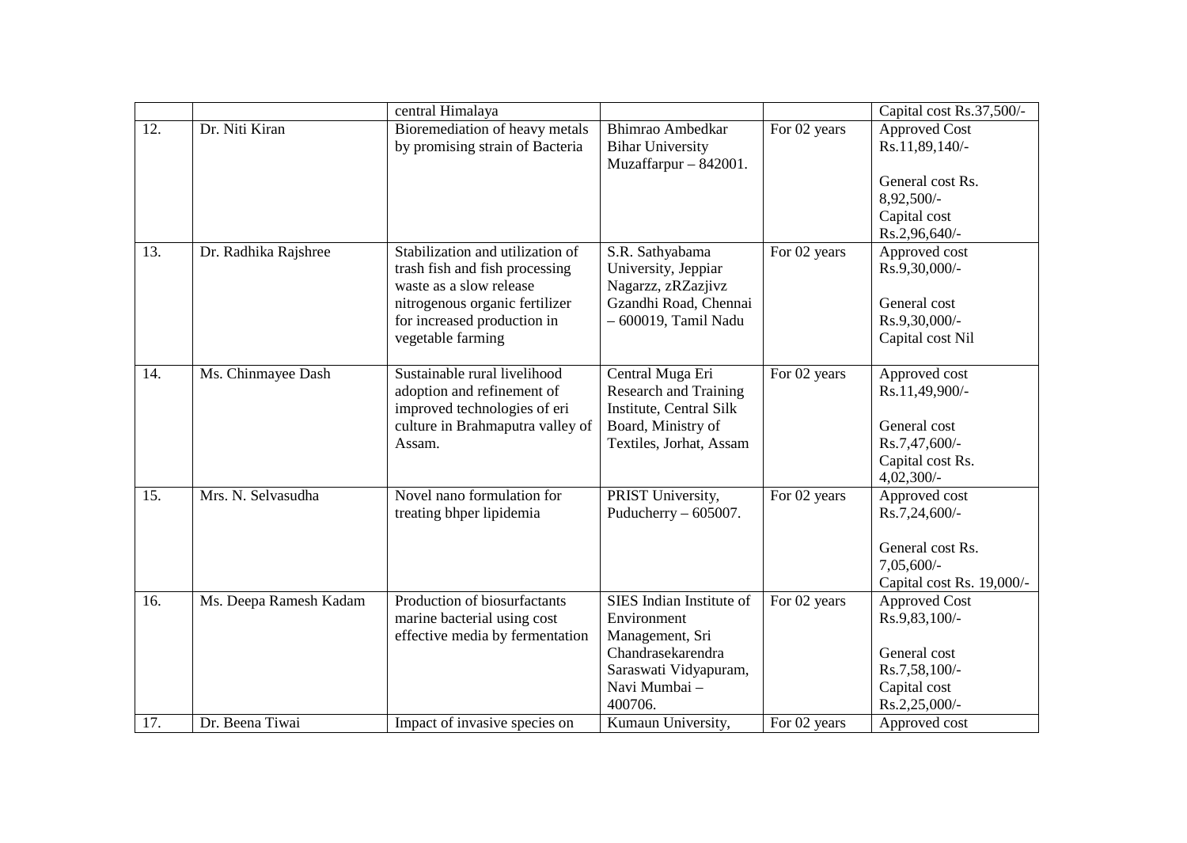| | | | | | |
|---|---|---|---|---|---|
| | | central Himalaya | | | Capital cost Rs.37,500/- |
| 12. | Dr. Niti Kiran | Bioremediation of heavy metals by promising strain of Bacteria | Bhimrao Ambedkar Bihar University Muzaffarpur – 842001. | For 02 years | Approved Cost Rs.11,89,140/-<br><br>General cost Rs. 8,92,500/-<br>Capital cost Rs.2,96,640/- |
| 13. | Dr. Radhika Rajshree | Stabilization and utilization of trash fish and fish processing waste as a slow release nitrogenous organic fertilizer for increased production in vegetable farming | S.R. Sathyabama University, Jeppiar Nagarzz, zRZazjivz Gzandhi Road, Chennai – 600019, Tamil Nadu | For 02 years | Approved cost Rs.9,30,000/-<br><br>General cost Rs.9,30,000/-<br>Capital cost Nil |
| 14. | Ms. Chinmayee Dash | Sustainable rural livelihood adoption and refinement of improved technologies of eri culture in Brahmaputra valley of Assam. | Central Muga Eri Research and Training Institute, Central Silk Board, Ministry of Textiles, Jorhat, Assam | For 02 years | Approved cost Rs.11,49,900/-<br><br>General cost Rs.7,47,600/-<br>Capital cost Rs. 4,02,300/- |
| 15. | Mrs. N. Selvasudha | Novel nano formulation for treating bhper lipidemia | PRIST University, Puducherry – 605007. | For 02 years | Approved cost Rs.7,24,600/-<br><br>General cost Rs. 7,05,600/-<br>Capital cost Rs. 19,000/- |
| 16. | Ms. Deepa Ramesh Kadam | Production of biosurfactants marine bacterial using cost effective media by fermentation | SIES Indian Institute of Environment Management, Sri Chandrasekarendra Saraswati Vidyapuram, Navi Mumbai – 400706. | For 02 years | Approved Cost Rs.9,83,100/-<br><br>General cost Rs.7,58,100/-<br>Capital cost Rs.2,25,000/- |
| 17. | Dr. Beena Tiwai | Impact of invasive species on | Kumaun University, | For 02 years | Approved cost |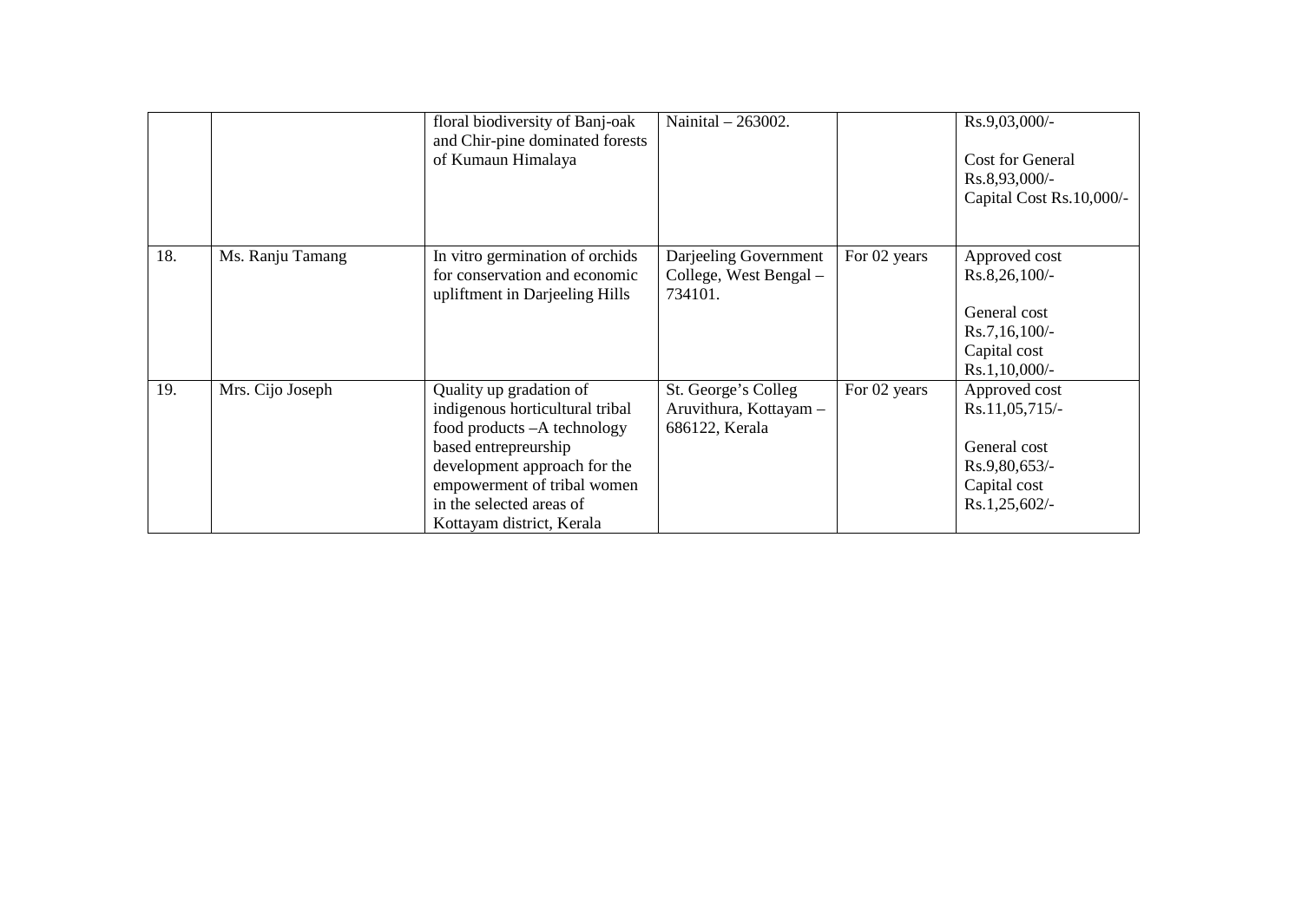| | | | | | |
|---|---|---|---|---|---|
| | | floral biodiversity of Banj-oak and Chir-pine dominated forests of Kumaun Himalaya | Nainital – 263002. | | Rs.9,03,000/-<br><br>Cost for General Rs.8,93,000/-<br>Capital Cost Rs.10,000/- |
| 18. | Ms. Ranju Tamang | In vitro germination of orchids for conservation and economic upliftment in Darjeeling Hills | Darjeeling Government College, West Bengal – 734101. | For 02 years | Approved cost Rs.8,26,100/-<br><br>General cost Rs.7,16,100/-<br>Capital cost Rs.1,10,000/- |
| 19. | Mrs. Cijo Joseph | Quality up gradation of indigenous horticultural tribal food products –A technology based entrepreurship development approach for the empowerment of tribal women in the selected areas of Kottayam district, Kerala | St. George's Colleg Aruvithura, Kottayam – 686122, Kerala | For 02 years | Approved cost Rs.11,05,715/-<br><br>General cost Rs.9,80,653/-<br>Capital cost Rs.1,25,602/- |